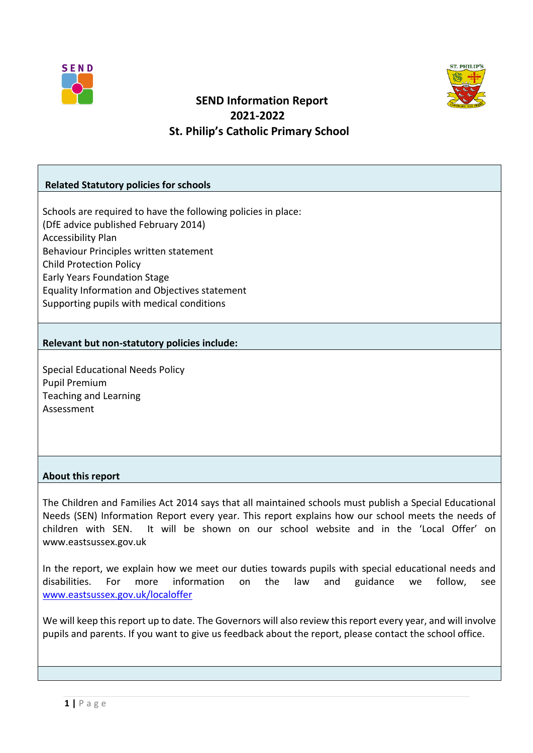# SEND Information Report
# 2021-2022
# St. Philip's Catholic Primary School

## Related Statutory policies for schools

Schools are required to have the following policies in place:
(DfE advice published February 2014)
Accessibility Plan
Behaviour Principles written statement
Child Protection Policy
Early Years Foundation Stage
Equality Information and Objectives statement
Supporting pupils with medical conditions

## Relevant but non-statutory policies include:

Special Educational Needs Policy
Pupil Premium
Teaching and Learning
Assessment

## About this report

The Children and Families Act 2014 says that all maintained schools must publish a Special Educational Needs (SEN) Information Report every year. This report explains how our school meets the needs of children with SEN. It will be shown on our school website and in the 'Local Offer' on www.eastsussex.gov.uk

In the report, we explain how we meet our duties towards pupils with special educational needs and disabilities. For more information on the law and guidance we follow, see www.eastsussex.gov.uk/localoffer

We will keep this report up to date. The Governors will also review this report every year, and will involve pupils and parents. If you want to give us feedback about the report, please contact the school office.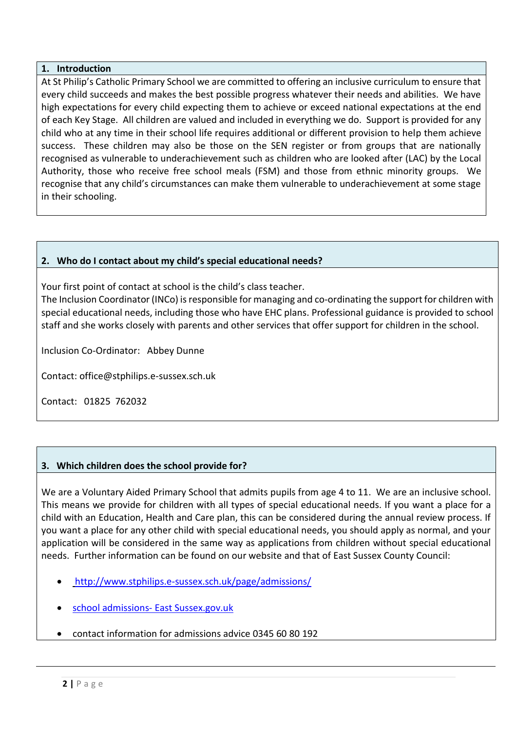## 1. Introduction

At St Philip's Catholic Primary School we are committed to offering an inclusive curriculum to ensure that every child succeeds and makes the best possible progress whatever their needs and abilities. We have high expectations for every child expecting them to achieve or exceed national expectations at the end of each Key Stage. All children are valued and included in everything we do. Support is provided for any child who at any time in their school life requires additional or different provision to help them achieve success. These children may also be those on the SEN register or from groups that are nationally recognised as vulnerable to underachievement such as children who are looked after (LAC) by the Local Authority, those who receive free school meals (FSM) and those from ethnic minority groups. We recognise that any child's circumstances can make them vulnerable to underachievement at some stage in their schooling.

## 2. Who do I contact about my child's special educational needs?

Your first point of contact at school is the child's class teacher.
The Inclusion Coordinator (INCo) is responsible for managing and co-ordinating the support for children with special educational needs, including those who have EHC plans. Professional guidance is provided to school staff and she works closely with parents and other services that offer support for children in the school.

Inclusion Co-Ordinator: Abbey Dunne

Contact: office@stphilips.e-sussex.sch.uk

Contact: 01825 762032

## 3. Which children does the school provide for?

We are a Voluntary Aided Primary School that admits pupils from age 4 to 11. We are an inclusive school. This means we provide for children with all types of special educational needs. If you want a place for a child with an Education, Health and Care plan, this can be considered during the annual review process. If you want a place for any other child with special educational needs, you should apply as normal, and your application will be considered in the same way as applications from children without special educational needs. Further information can be found on our website and that of East Sussex County Council:

- http://www.stphilips.e-sussex.sch.uk/page/admissions/
- school admissions- East Sussex.gov.uk
- contact information for admissions advice 0345 60 80 192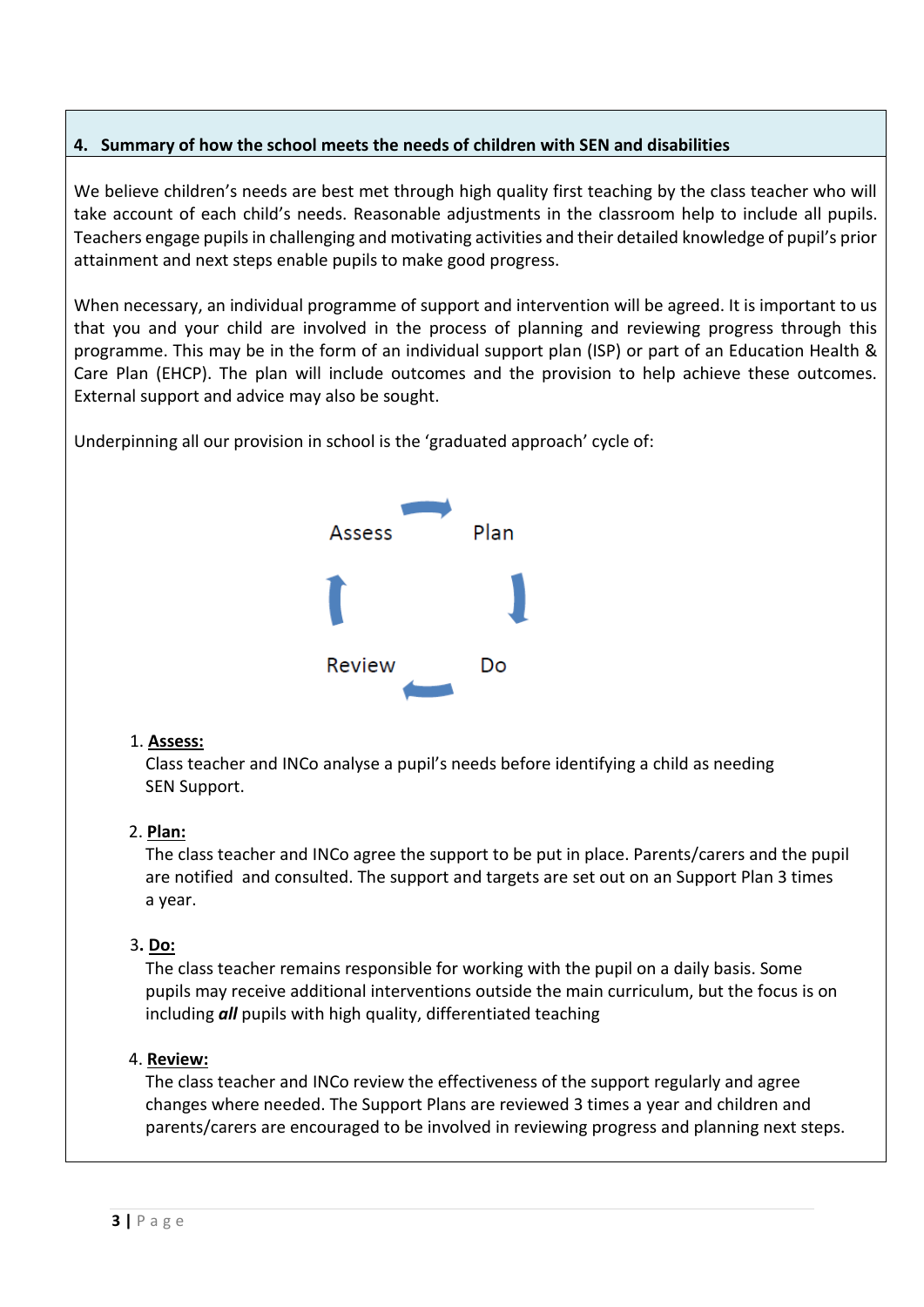## 4. Summary of how the school meets the needs of children with SEN and disabilities

We believe children's needs are best met through high quality first teaching by the class teacher who will take account of each child's needs. Reasonable adjustments in the classroom help to include all pupils. Teachers engage pupils in challenging and motivating activities and their detailed knowledge of pupil's prior attainment and next steps enable pupils to make good progress.

When necessary, an individual programme of support and intervention will be agreed. It is important to us that you and your child are involved in the process of planning and reviewing progress through this programme. This may be in the form of an individual support plan (ISP) or part of an Education Health & Care Plan (EHCP). The plan will include outcomes and the provision to help achieve these outcomes. External support and advice may also be sought.

Underpinning all our provision in school is the 'graduated approach' cycle of:

Assess → Plan → Do → Review

1. **Assess:**
   Class teacher and INCo analyse a pupil's needs before identifying a child as needing SEN Support.

2. **Plan:**
   The class teacher and INCo agree the support to be put in place. Parents/carers and the pupil are notified and consulted. The support and targets are set out on an Support Plan 3 times a year.

3. **Do:**
   The class teacher remains responsible for working with the pupil on a daily basis. Some pupils may receive additional interventions outside the main curriculum, but the focus is on including ***all*** pupils with high quality, differentiated teaching

4. **Review:**
   The class teacher and INCo review the effectiveness of the support regularly and agree changes where needed. The Support Plans are reviewed 3 times a year and children and parents/carers are encouraged to be involved in reviewing progress and planning next steps.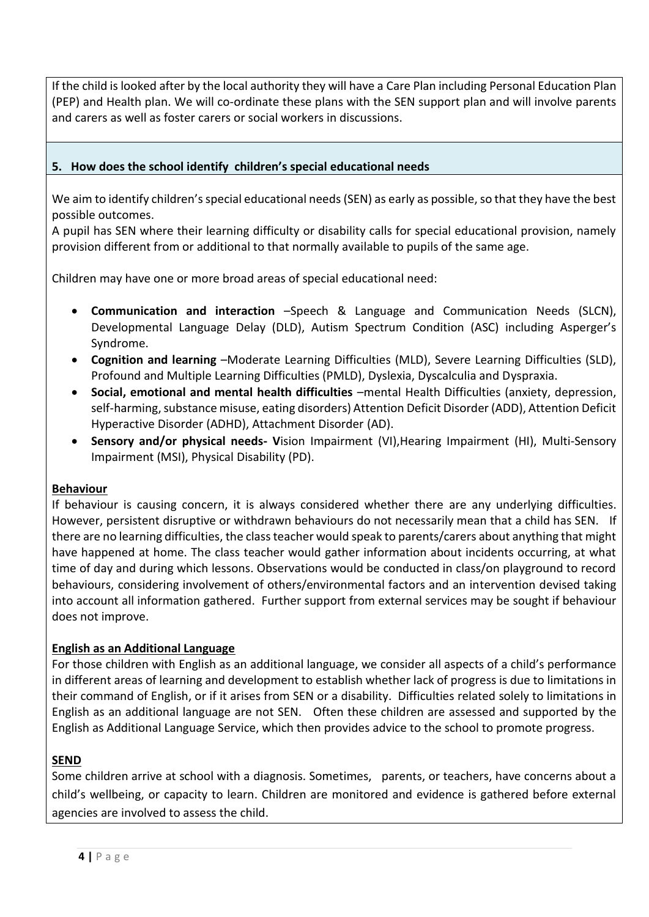If the child is looked after by the local authority they will have a Care Plan including Personal Education Plan (PEP) and Health plan. We will co-ordinate these plans with the SEN support plan and will involve parents and carers as well as foster carers or social workers in discussions.

## 5. How does the school identify children's special educational needs

We aim to identify children's special educational needs (SEN) as early as possible, so that they have the best possible outcomes.

A pupil has SEN where their learning difficulty or disability calls for special educational provision, namely provision different from or additional to that normally available to pupils of the same age.

Children may have one or more broad areas of special educational need:

- **Communication and interaction** –Speech & Language and Communication Needs (SLCN), Developmental Language Delay (DLD), Autism Spectrum Condition (ASC) including Asperger's Syndrome.
- **Cognition and learning** –Moderate Learning Difficulties (MLD), Severe Learning Difficulties (SLD), Profound and Multiple Learning Difficulties (PMLD), Dyslexia, Dyscalculia and Dyspraxia.
- **Social, emotional and mental health difficulties** –mental Health Difficulties (anxiety, depression, self-harming, substance misuse, eating disorders) Attention Deficit Disorder (ADD), Attention Deficit Hyperactive Disorder (ADHD), Attachment Disorder (AD).
- **Sensory and/or physical needs- V**ision Impairment (VI),Hearing Impairment (HI), Multi-Sensory Impairment (MSI), Physical Disability (PD).

**Behaviour**

If behaviour is causing concern, it is always considered whether there are any underlying difficulties. However, persistent disruptive or withdrawn behaviours do not necessarily mean that a child has SEN. If there are no learning difficulties, the class teacher would speak to parents/carers about anything that might have happened at home. The class teacher would gather information about incidents occurring, at what time of day and during which lessons. Observations would be conducted in class/on playground to record behaviours, considering involvement of others/environmental factors and an intervention devised taking into account all information gathered. Further support from external services may be sought if behaviour does not improve.

**English as an Additional Language**

For those children with English as an additional language, we consider all aspects of a child's performance in different areas of learning and development to establish whether lack of progress is due to limitations in their command of English, or if it arises from SEN or a disability. Difficulties related solely to limitations in English as an additional language are not SEN. Often these children are assessed and supported by the English as Additional Language Service, which then provides advice to the school to promote progress.

**SEND**

Some children arrive at school with a diagnosis. Sometimes, parents, or teachers, have concerns about a child's wellbeing, or capacity to learn. Children are monitored and evidence is gathered before external agencies are involved to assess the child.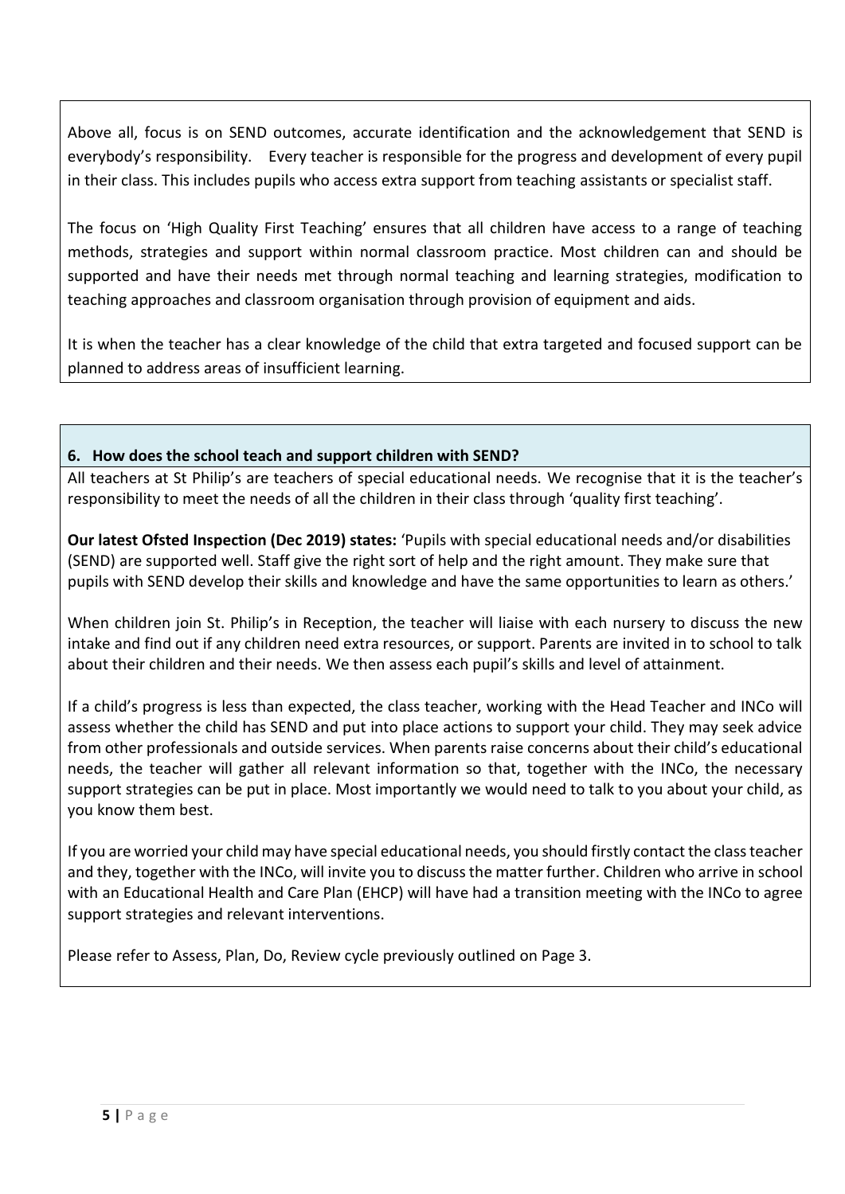Above all, focus is on SEND outcomes, accurate identification and the acknowledgement that SEND is everybody's responsibility. Every teacher is responsible for the progress and development of every pupil in their class. This includes pupils who access extra support from teaching assistants or specialist staff.

The focus on 'High Quality First Teaching' ensures that all children have access to a range of teaching methods, strategies and support within normal classroom practice. Most children can and should be supported and have their needs met through normal teaching and learning strategies, modification to teaching approaches and classroom organisation through provision of equipment and aids.

It is when the teacher has a clear knowledge of the child that extra targeted and focused support can be planned to address areas of insufficient learning.

## 6. How does the school teach and support children with SEND?

All teachers at St Philip's are teachers of special educational needs. We recognise that it is the teacher's responsibility to meet the needs of all the children in their class through 'quality first teaching'.

**Our latest Ofsted Inspection (Dec 2019) states:** 'Pupils with special educational needs and/or disabilities (SEND) are supported well. Staff give the right sort of help and the right amount. They make sure that pupils with SEND develop their skills and knowledge and have the same opportunities to learn as others.'

When children join St. Philip's in Reception, the teacher will liaise with each nursery to discuss the new intake and find out if any children need extra resources, or support. Parents are invited in to school to talk about their children and their needs. We then assess each pupil's skills and level of attainment.

If a child's progress is less than expected, the class teacher, working with the Head Teacher and INCo will assess whether the child has SEND and put into place actions to support your child. They may seek advice from other professionals and outside services. When parents raise concerns about their child's educational needs, the teacher will gather all relevant information so that, together with the INCo, the necessary support strategies can be put in place. Most importantly we would need to talk to you about your child, as you know them best.

If you are worried your child may have special educational needs, you should firstly contact the class teacher and they, together with the INCo, will invite you to discuss the matter further. Children who arrive in school with an Educational Health and Care Plan (EHCP) will have had a transition meeting with the INCo to agree support strategies and relevant interventions.

Please refer to Assess, Plan, Do, Review cycle previously outlined on Page 3.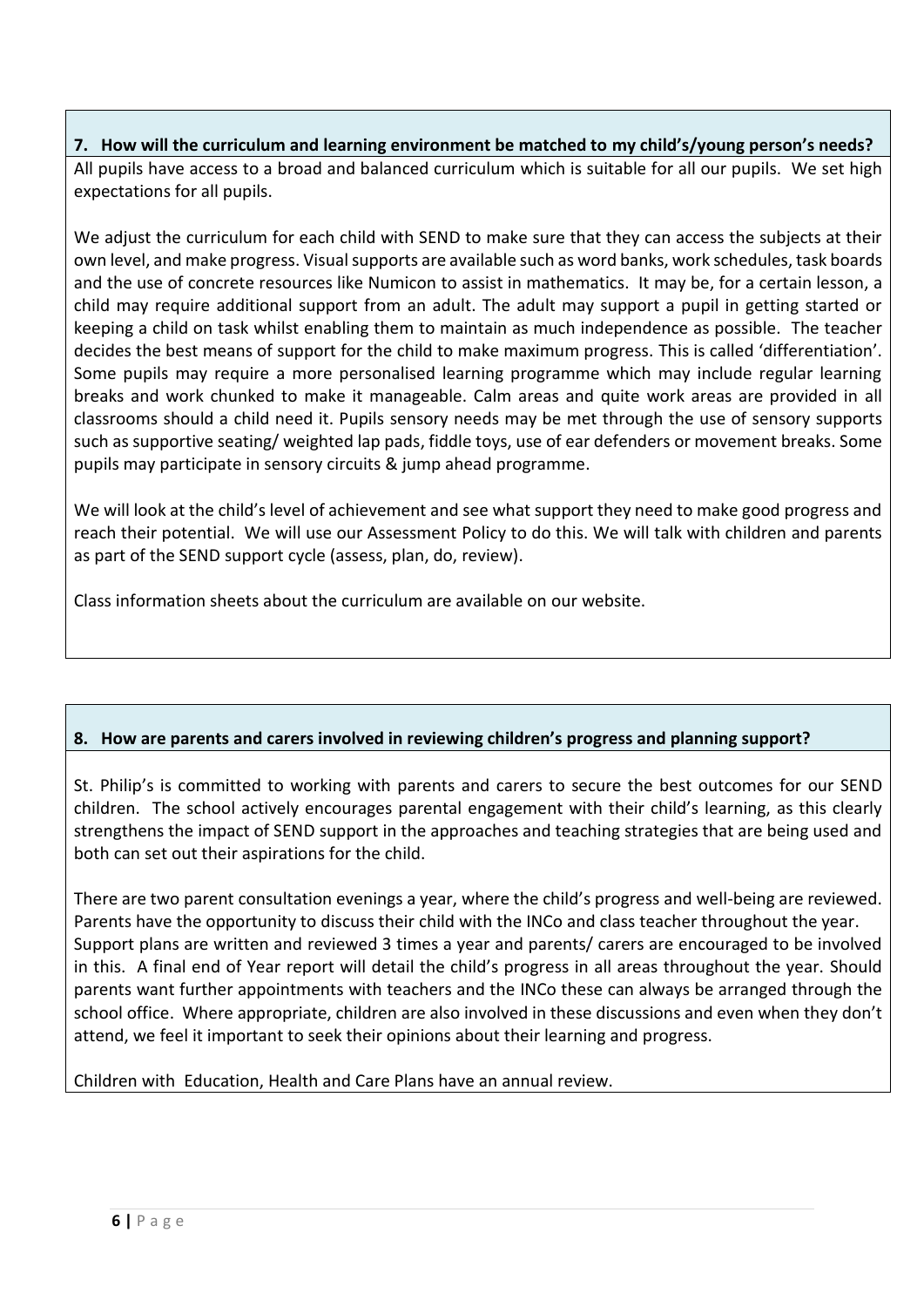### 7. How will the curriculum and learning environment be matched to my child's/young person's needs?

All pupils have access to a broad and balanced curriculum which is suitable for all our pupils. We set high expectations for all pupils.

We adjust the curriculum for each child with SEND to make sure that they can access the subjects at their own level, and make progress. Visual supports are available such as word banks, work schedules, task boards and the use of concrete resources like Numicon to assist in mathematics. It may be, for a certain lesson, a child may require additional support from an adult. The adult may support a pupil in getting started or keeping a child on task whilst enabling them to maintain as much independence as possible. The teacher decides the best means of support for the child to make maximum progress. This is called 'differentiation'. Some pupils may require a more personalised learning programme which may include regular learning breaks and work chunked to make it manageable. Calm areas and quite work areas are provided in all classrooms should a child need it. Pupils sensory needs may be met through the use of sensory supports such as supportive seating/ weighted lap pads, fiddle toys, use of ear defenders or movement breaks. Some pupils may participate in sensory circuits & jump ahead programme.

We will look at the child's level of achievement and see what support they need to make good progress and reach their potential. We will use our Assessment Policy to do this. We will talk with children and parents as part of the SEND support cycle (assess, plan, do, review).

Class information sheets about the curriculum are available on our website.

### 8. How are parents and carers involved in reviewing children's progress and planning support?

St. Philip's is committed to working with parents and carers to secure the best outcomes for our SEND children. The school actively encourages parental engagement with their child's learning, as this clearly strengthens the impact of SEND support in the approaches and teaching strategies that are being used and both can set out their aspirations for the child.

There are two parent consultation evenings a year, where the child's progress and well-being are reviewed. Parents have the opportunity to discuss their child with the INCo and class teacher throughout the year. Support plans are written and reviewed 3 times a year and parents/ carers are encouraged to be involved in this. A final end of Year report will detail the child's progress in all areas throughout the year. Should parents want further appointments with teachers and the INCo these can always be arranged through the school office. Where appropriate, children are also involved in these discussions and even when they don't attend, we feel it important to seek their opinions about their learning and progress.

Children with Education, Health and Care Plans have an annual review.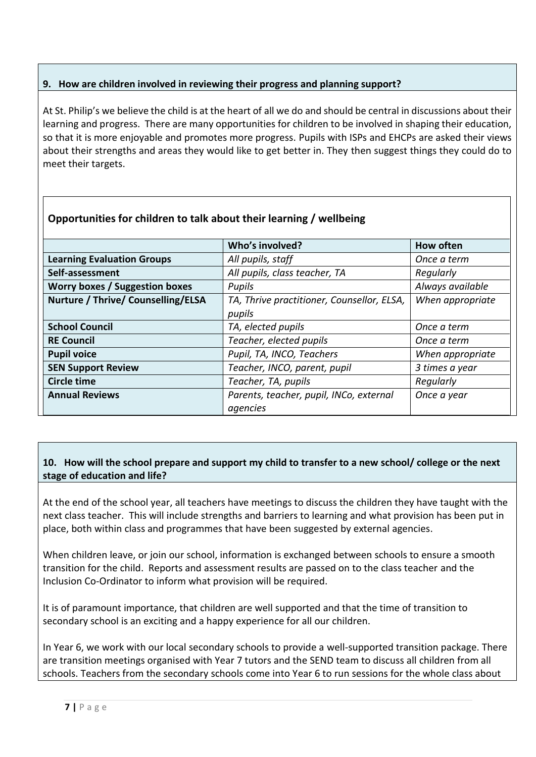### 9. How are children involved in reviewing their progress and planning support?

At St. Philip's we believe the child is at the heart of all we do and should be central in discussions about their learning and progress. There are many opportunities for children to be involved in shaping their education, so that it is more enjoyable and promotes more progress. Pupils with ISPs and EHCPs are asked their views about their strengths and areas they would like to get better in. They then suggest things they could do to meet their targets.

**Opportunities for children to talk about their learning / wellbeing**

| | **Who's involved?** | **How often** |
|---|---|---|
| **Learning Evaluation Groups** | *All pupils, staff* | *Once a term* |
| **Self-assessment** | *All pupils, class teacher, TA* | *Regularly* |
| **Worry boxes / Suggestion boxes** | *Pupils* | *Always available* |
| **Nurture / Thrive/ Counselling/ELSA** | *TA, Thrive practitioner, Counsellor, ELSA, pupils* | *When appropriate* |
| **School Council** | *TA, elected pupils* | *Once a term* |
| **RE Council** | *Teacher, elected pupils* | *Once a term* |
| **Pupil voice** | *Pupil, TA, INCO, Teachers* | *When appropriate* |
| **SEN Support Review** | *Teacher, INCO, parent, pupil* | *3 times a year* |
| **Circle time** | *Teacher, TA, pupils* | *Regularly* |
| **Annual Reviews** | *Parents, teacher, pupil, INCo, external agencies* | *Once a year* |

### 10. How will the school prepare and support my child to transfer to a new school/ college or the next stage of education and life?

At the end of the school year, all teachers have meetings to discuss the children they have taught with the next class teacher. This will include strengths and barriers to learning and what provision has been put in place, both within class and programmes that have been suggested by external agencies.

When children leave, or join our school, information is exchanged between schools to ensure a smooth transition for the child. Reports and assessment results are passed on to the class teacher and the Inclusion Co-Ordinator to inform what provision will be required.

It is of paramount importance, that children are well supported and that the time of transition to secondary school is an exciting and a happy experience for all our children.

In Year 6, we work with our local secondary schools to provide a well-supported transition package. There are transition meetings organised with Year 7 tutors and the SEND team to discuss all children from all schools. Teachers from the secondary schools come into Year 6 to run sessions for the whole class about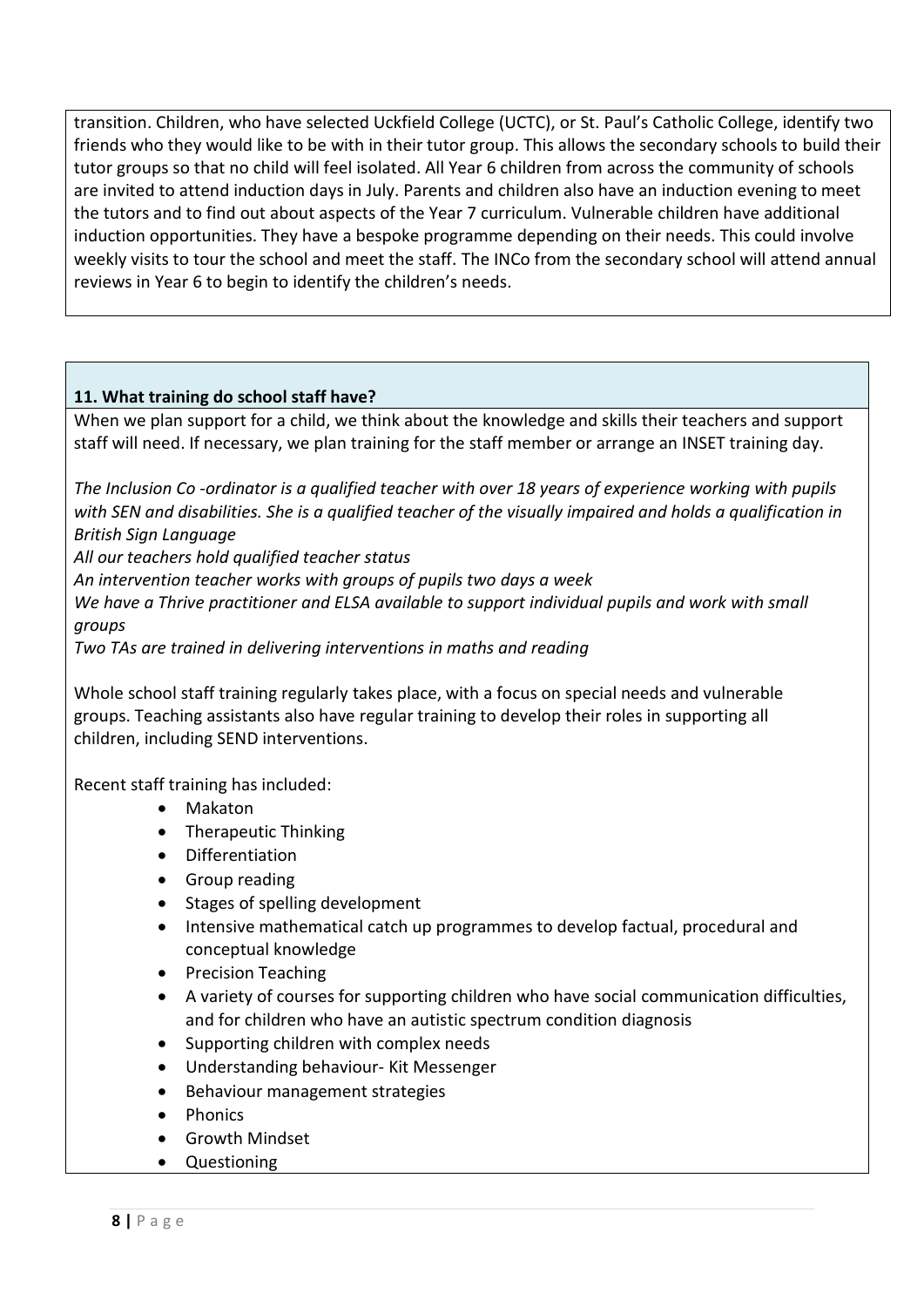transition. Children, who have selected Uckfield College (UCTC), or St. Paul's Catholic College, identify two friends who they would like to be with in their tutor group. This allows the secondary schools to build their tutor groups so that no child will feel isolated. All Year 6 children from across the community of schools are invited to attend induction days in July. Parents and children also have an induction evening to meet the tutors and to find out about aspects of the Year 7 curriculum. Vulnerable children have additional induction opportunities. They have a bespoke programme depending on their needs. This could involve weekly visits to tour the school and meet the staff. The INCo from the secondary school will attend annual reviews in Year 6 to begin to identify the children's needs.

## 11. What training do school staff have?

When we plan support for a child, we think about the knowledge and skills their teachers and support staff will need. If necessary, we plan training for the staff member or arrange an INSET training day.

*The Inclusion Co -ordinator is a qualified teacher with over 18 years of experience working with pupils with SEN and disabilities. She is a qualified teacher of the visually impaired and holds a qualification in British Sign Language*

*All our teachers hold qualified teacher status*

*An intervention teacher works with groups of pupils two days a week*

*We have a Thrive practitioner and ELSA available to support individual pupils and work with small groups*

*Two TAs are trained in delivering interventions in maths and reading*

Whole school staff training regularly takes place, with a focus on special needs and vulnerable groups. Teaching assistants also have regular training to develop their roles in supporting all children, including SEND interventions.

Recent staff training has included:

- Makaton
- Therapeutic Thinking
- Differentiation
- Group reading
- Stages of spelling development
- Intensive mathematical catch up programmes to develop factual, procedural and conceptual knowledge
- Precision Teaching
- A variety of courses for supporting children who have social communication difficulties, and for children who have an autistic spectrum condition diagnosis
- Supporting children with complex needs
- Understanding behaviour- Kit Messenger
- Behaviour management strategies
- Phonics
- Growth Mindset
- Questioning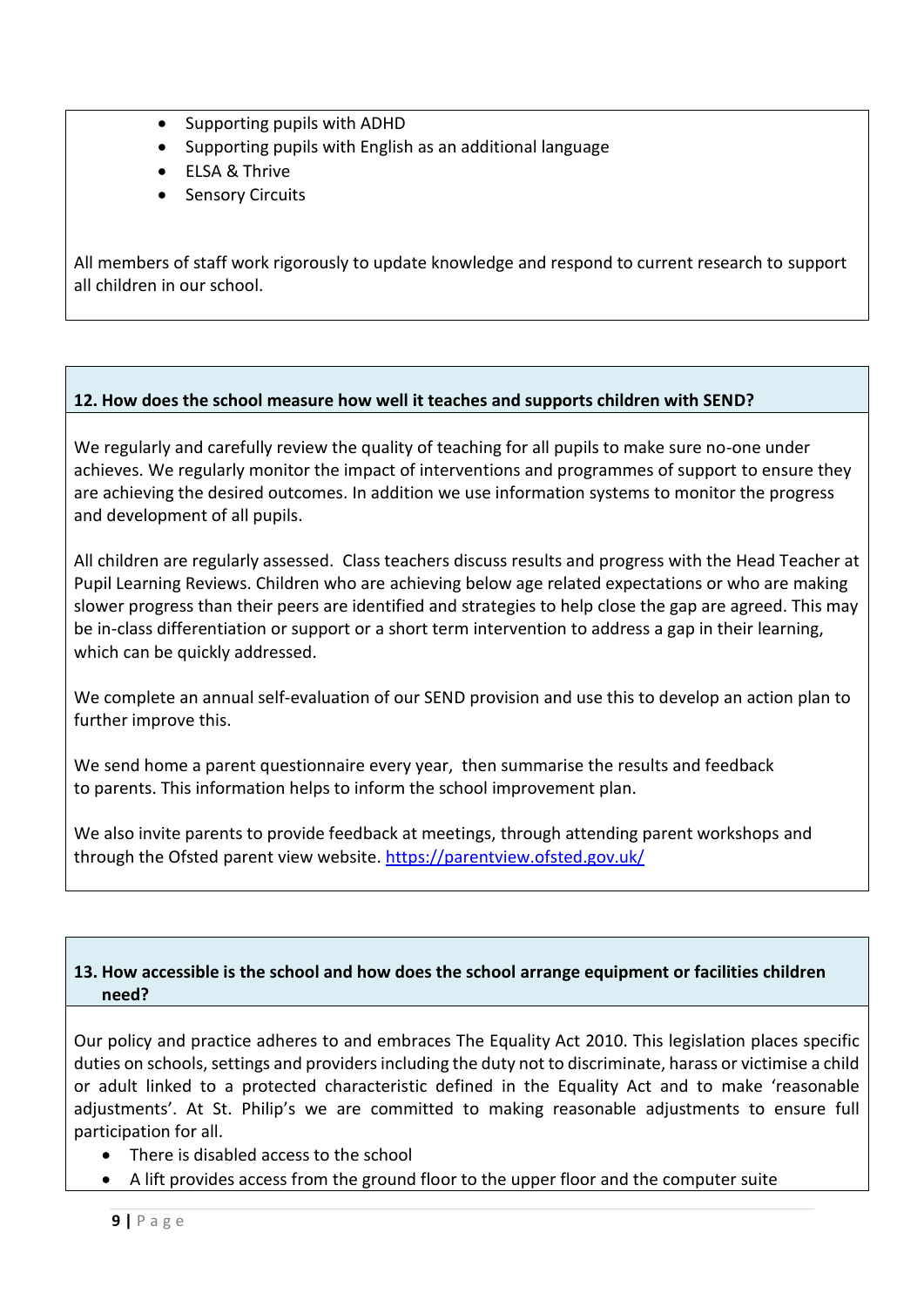- Supporting pupils with ADHD
- Supporting pupils with English as an additional language
- ELSA & Thrive
- Sensory Circuits

All members of staff work rigorously to update knowledge and respond to current research to support all children in our school.

**12. How does the school measure how well it teaches and supports children with SEND?**

We regularly and carefully review the quality of teaching for all pupils to make sure no-one under achieves. We regularly monitor the impact of interventions and programmes of support to ensure they are achieving the desired outcomes. In addition we use information systems to monitor the progress and development of all pupils.

All children are regularly assessed. Class teachers discuss results and progress with the Head Teacher at Pupil Learning Reviews. Children who are achieving below age related expectations or who are making slower progress than their peers are identified and strategies to help close the gap are agreed. This may be in-class differentiation or support or a short term intervention to address a gap in their learning, which can be quickly addressed.

We complete an annual self-evaluation of our SEND provision and use this to develop an action plan to further improve this.

We send home a parent questionnaire every year, then summarise the results and feedback to parents. This information helps to inform the school improvement plan.

We also invite parents to provide feedback at meetings, through attending parent workshops and through the Ofsted parent view website. https://parentview.ofsted.gov.uk/

**13. How accessible is the school and how does the school arrange equipment or facilities children need?**

Our policy and practice adheres to and embraces The Equality Act 2010. This legislation places specific duties on schools, settings and providers including the duty not to discriminate, harass or victimise a child or adult linked to a protected characteristic defined in the Equality Act and to make 'reasonable adjustments'. At St. Philip's we are committed to making reasonable adjustments to ensure full participation for all.

- There is disabled access to the school
- A lift provides access from the ground floor to the upper floor and the computer suite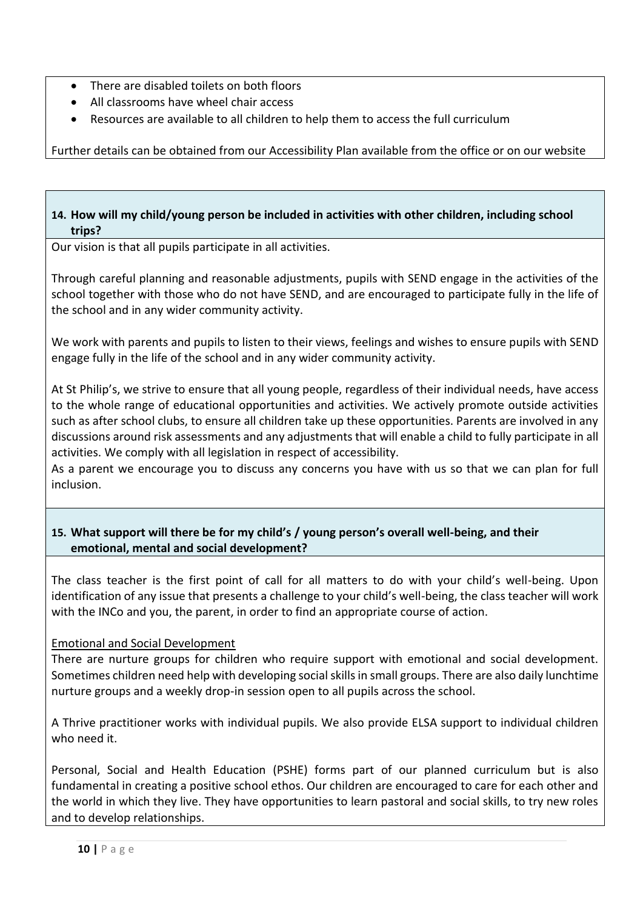- There are disabled toilets on both floors
- All classrooms have wheel chair access
- Resources are available to all children to help them to access the full curriculum

Further details can be obtained from our Accessibility Plan available from the office or on our website

### 14. How will my child/young person be included in activities with other children, including school trips?

Our vision is that all pupils participate in all activities.

Through careful planning and reasonable adjustments, pupils with SEND engage in the activities of the school together with those who do not have SEND, and are encouraged to participate fully in the life of the school and in any wider community activity.

We work with parents and pupils to listen to their views, feelings and wishes to ensure pupils with SEND engage fully in the life of the school and in any wider community activity.

At St Philip's, we strive to ensure that all young people, regardless of their individual needs, have access to the whole range of educational opportunities and activities. We actively promote outside activities such as after school clubs, to ensure all children take up these opportunities. Parents are involved in any discussions around risk assessments and any adjustments that will enable a child to fully participate in all activities. We comply with all legislation in respect of accessibility.

As a parent we encourage you to discuss any concerns you have with us so that we can plan for full inclusion.

### 15. What support will there be for my child's / young person's overall well-being, and their emotional, mental and social development?

The class teacher is the first point of call for all matters to do with your child's well-being. Upon identification of any issue that presents a challenge to your child's well-being, the class teacher will work with the INCo and you, the parent, in order to find an appropriate course of action.

Emotional and Social Development

There are nurture groups for children who require support with emotional and social development. Sometimes children need help with developing social skills in small groups. There are also daily lunchtime nurture groups and a weekly drop-in session open to all pupils across the school.

A Thrive practitioner works with individual pupils. We also provide ELSA support to individual children who need it.

Personal, Social and Health Education (PSHE) forms part of our planned curriculum but is also fundamental in creating a positive school ethos. Our children are encouraged to care for each other and the world in which they live. They have opportunities to learn pastoral and social skills, to try new roles and to develop relationships.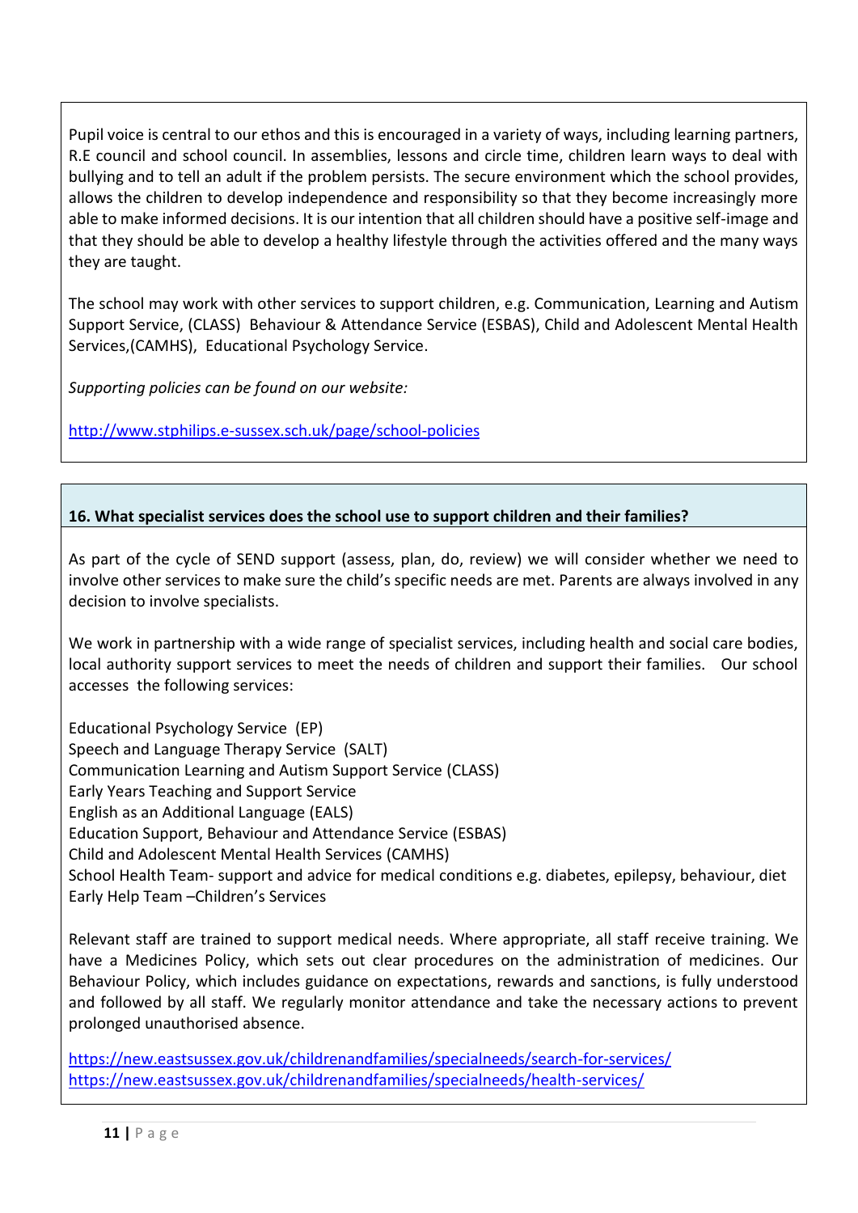Pupil voice is central to our ethos and this is encouraged in a variety of ways, including learning partners, R.E council and school council. In assemblies, lessons and circle time, children learn ways to deal with bullying and to tell an adult if the problem persists. The secure environment which the school provides, allows the children to develop independence and responsibility so that they become increasingly more able to make informed decisions. It is our intention that all children should have a positive self-image and that they should be able to develop a healthy lifestyle through the activities offered and the many ways they are taught.

The school may work with other services to support children, e.g. Communication, Learning and Autism Support Service, (CLASS) Behaviour & Attendance Service (ESBAS), Child and Adolescent Mental Health Services,(CAMHS), Educational Psychology Service.

*Supporting policies can be found on our website:*

http://www.stphilips.e-sussex.sch.uk/page/school-policies

## 16. What specialist services does the school use to support children and their families?

As part of the cycle of SEND support (assess, plan, do, review) we will consider whether we need to involve other services to make sure the child's specific needs are met. Parents are always involved in any decision to involve specialists.

We work in partnership with a wide range of specialist services, including health and social care bodies, local authority support services to meet the needs of children and support their families. Our school accesses the following services:

Educational Psychology Service (EP)
Speech and Language Therapy Service (SALT)
Communication Learning and Autism Support Service (CLASS)
Early Years Teaching and Support Service
English as an Additional Language (EALS)
Education Support, Behaviour and Attendance Service (ESBAS)
Child and Adolescent Mental Health Services (CAMHS)
School Health Team- support and advice for medical conditions e.g. diabetes, epilepsy, behaviour, diet
Early Help Team –Children's Services

Relevant staff are trained to support medical needs. Where appropriate, all staff receive training. We have a Medicines Policy, which sets out clear procedures on the administration of medicines. Our Behaviour Policy, which includes guidance on expectations, rewards and sanctions, is fully understood and followed by all staff. We regularly monitor attendance and take the necessary actions to prevent prolonged unauthorised absence.

https://new.eastsussex.gov.uk/childrenandfamilies/specialneeds/search-for-services/
https://new.eastsussex.gov.uk/childrenandfamilies/specialneeds/health-services/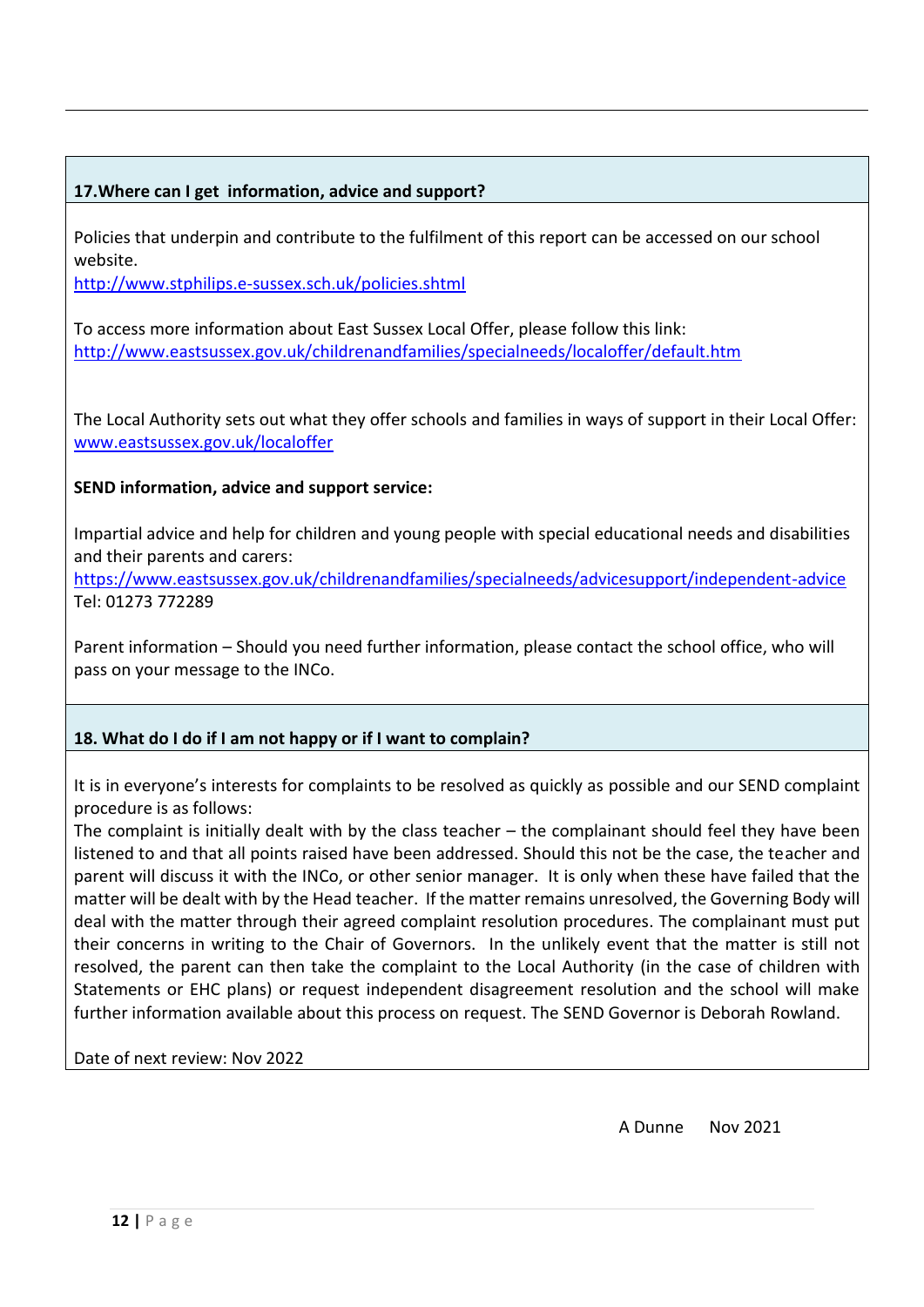### 17. Where can I get information, advice and support?

Policies that underpin and contribute to the fulfilment of this report can be accessed on our school website.
http://www.stphilips.e-sussex.sch.uk/policies.shtml

To access more information about East Sussex Local Offer, please follow this link:
http://www.eastsussex.gov.uk/childrenandfamilies/specialneeds/localoffer/default.htm

The Local Authority sets out what they offer schools and families in ways of support in their Local Offer:
www.eastsussex.gov.uk/localoffer

**SEND information, advice and support service:**

Impartial advice and help for children and young people with special educational needs and disabilities and their parents and carers:
https://www.eastsussex.gov.uk/childrenandfamilies/specialneeds/advicesupport/independent-advice
Tel: 01273 772289

Parent information – Should you need further information, please contact the school office, who will pass on your message to the INCo.

### 18. What do I do if I am not happy or if I want to complain?

It is in everyone's interests for complaints to be resolved as quickly as possible and our SEND complaint procedure is as follows:
The complaint is initially dealt with by the class teacher – the complainant should feel they have been listened to and that all points raised have been addressed. Should this not be the case, the teacher and parent will discuss it with the INCo, or other senior manager. It is only when these have failed that the matter will be dealt with by the Head teacher. If the matter remains unresolved, the Governing Body will deal with the matter through their agreed complaint resolution procedures. The complainant must put their concerns in writing to the Chair of Governors. In the unlikely event that the matter is still not resolved, the parent can then take the complaint to the Local Authority (in the case of children with Statements or EHC plans) or request independent disagreement resolution and the school will make further information available about this process on request. The SEND Governor is Deborah Rowland.

Date of next review: Nov 2022

A Dunne Nov 2021